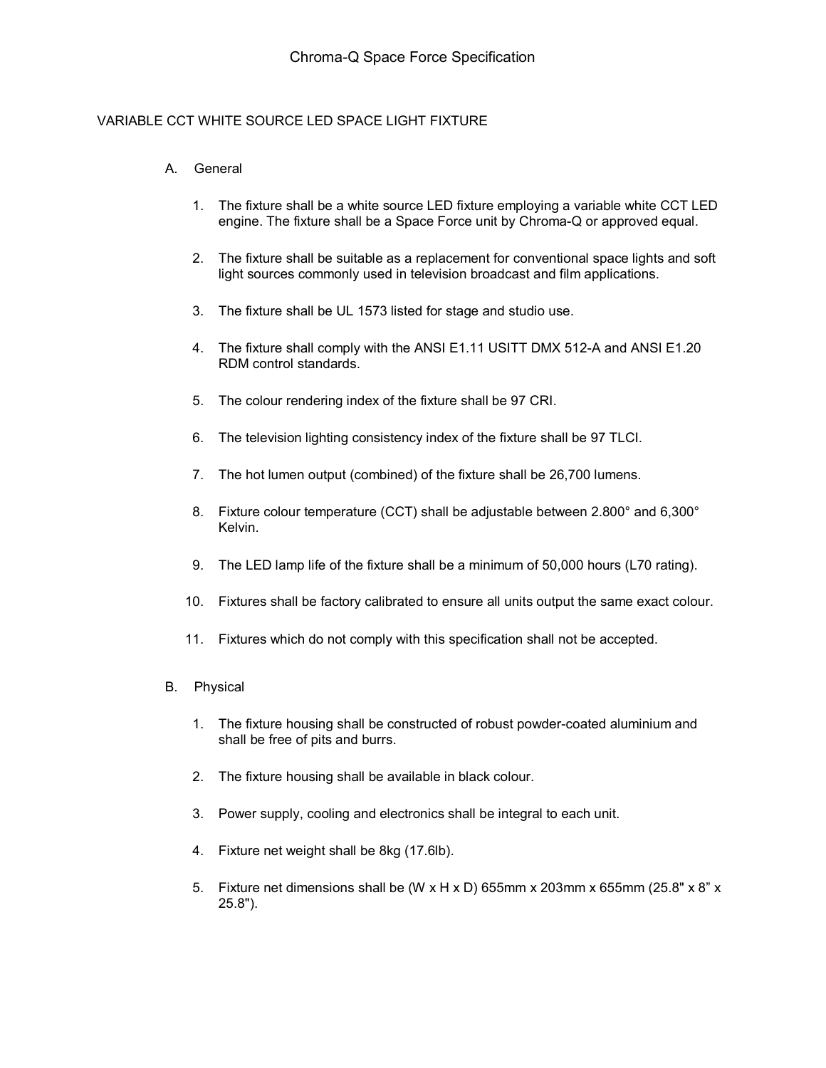# Chroma-Q Space Force Specification

## VARIABLE CCT WHITE SOURCE LED SPACE LIGHT FIXTURE

A. General

1. The fixture shall be a white source LED fixture employing a variable white CCT LED engine. The fixture shall be a Space Force unit by Chroma-Q or approved equal.
2. The fixture shall be suitable as a replacement for conventional space lights and soft light sources commonly used in television broadcast and film applications.
3. The fixture shall be UL 1573 listed for stage and studio use.
4. The fixture shall comply with the ANSI E1.11 USITT DMX 512-A and ANSI E1.20 RDM control standards.
5. The colour rendering index of the fixture shall be 97 CRI.
6. The television lighting consistency index of the fixture shall be 97 TLCI.
7. The hot lumen output (combined) of the fixture shall be 26,700 lumens.
8. Fixture colour temperature (CCT) shall be adjustable between 2.800° and 6,300° Kelvin.
9. The LED lamp life of the fixture shall be a minimum of 50,000 hours (L70 rating).
10. Fixtures shall be factory calibrated to ensure all units output the same exact colour.
11. Fixtures which do not comply with this specification shall not be accepted.

B. Physical

1. The fixture housing shall be constructed of robust powder-coated aluminium and shall be free of pits and burrs.
2. The fixture housing shall be available in black colour.
3. Power supply, cooling and electronics shall be integral to each unit.
4. Fixture net weight shall be 8kg (17.6lb).
5. Fixture net dimensions shall be (W x H x D) 655mm x 203mm x 655mm (25.8" x 8" x 25.8").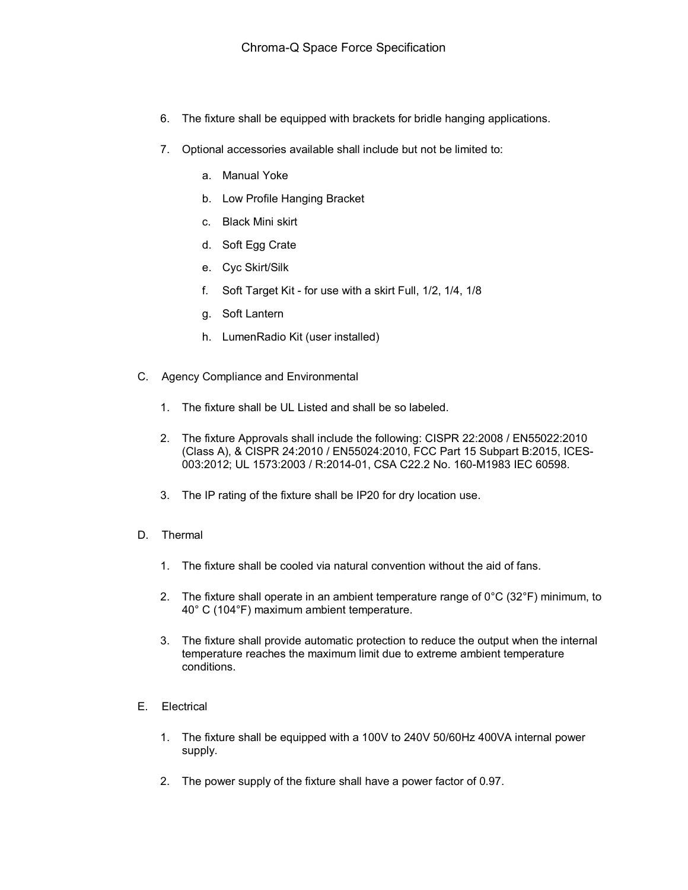6. The fixture shall be equipped with brackets for bridle hanging applications.

7. Optional accessories available shall include but not be limited to:

   a. Manual Yoke

   b. Low Profile Hanging Bracket

   c. Black Mini skirt

   d. Soft Egg Crate

   e. Cyc Skirt/Silk

   f. Soft Target Kit - for use with a skirt Full, 1/2, 1/4, 1/8

   g. Soft Lantern

   h. LumenRadio Kit (user installed)

C. Agency Compliance and Environmental

   1. The fixture shall be UL Listed and shall be so labeled.

   2. The fixture Approvals shall include the following: CISPR 22:2008 / EN55022:2010 (Class A), & CISPR 24:2010 / EN55024:2010, FCC Part 15 Subpart B:2015, ICES-003:2012; UL 1573:2003 / R:2014-01, CSA C22.2 No. 160-M1983 IEC 60598.

   3. The IP rating of the fixture shall be IP20 for dry location use.

D. Thermal

   1. The fixture shall be cooled via natural convention without the aid of fans.

   2. The fixture shall operate in an ambient temperature range of 0°C (32°F) minimum, to 40° C (104°F) maximum ambient temperature.

   3. The fixture shall provide automatic protection to reduce the output when the internal temperature reaches the maximum limit due to extreme ambient temperature conditions.

E. Electrical

   1. The fixture shall be equipped with a 100V to 240V 50/60Hz 400VA internal power supply.

   2. The power supply of the fixture shall have a power factor of 0.97.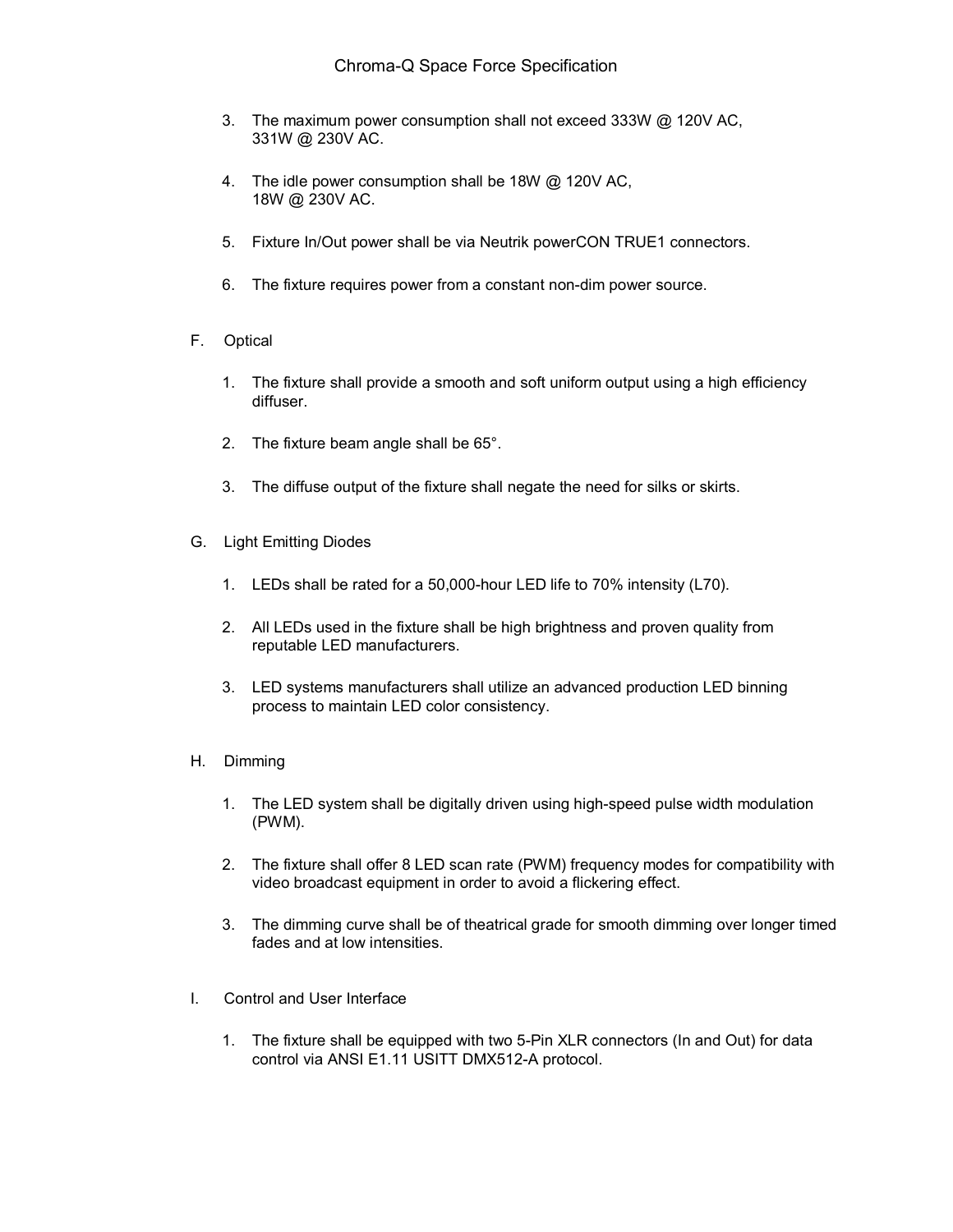3. The maximum power consumption shall not exceed 333W @ 120V AC, 331W @ 230V AC.

4. The idle power consumption shall be 18W @ 120V AC, 18W @ 230V AC.

5. Fixture In/Out power shall be via Neutrik powerCON TRUE1 connectors.

6. The fixture requires power from a constant non-dim power source.

F. Optical

1. The fixture shall provide a smooth and soft uniform output using a high efficiency diffuser.

2. The fixture beam angle shall be 65°.

3. The diffuse output of the fixture shall negate the need for silks or skirts.

G. Light Emitting Diodes

1. LEDs shall be rated for a 50,000-hour LED life to 70% intensity (L70).

2. All LEDs used in the fixture shall be high brightness and proven quality from reputable LED manufacturers.

3. LED systems manufacturers shall utilize an advanced production LED binning process to maintain LED color consistency.

H. Dimming

1. The LED system shall be digitally driven using high-speed pulse width modulation (PWM).

2. The fixture shall offer 8 LED scan rate (PWM) frequency modes for compatibility with video broadcast equipment in order to avoid a flickering effect.

3. The dimming curve shall be of theatrical grade for smooth dimming over longer timed fades and at low intensities.

I. Control and User Interface

1. The fixture shall be equipped with two 5-Pin XLR connectors (In and Out) for data control via ANSI E1.11 USITT DMX512-A protocol.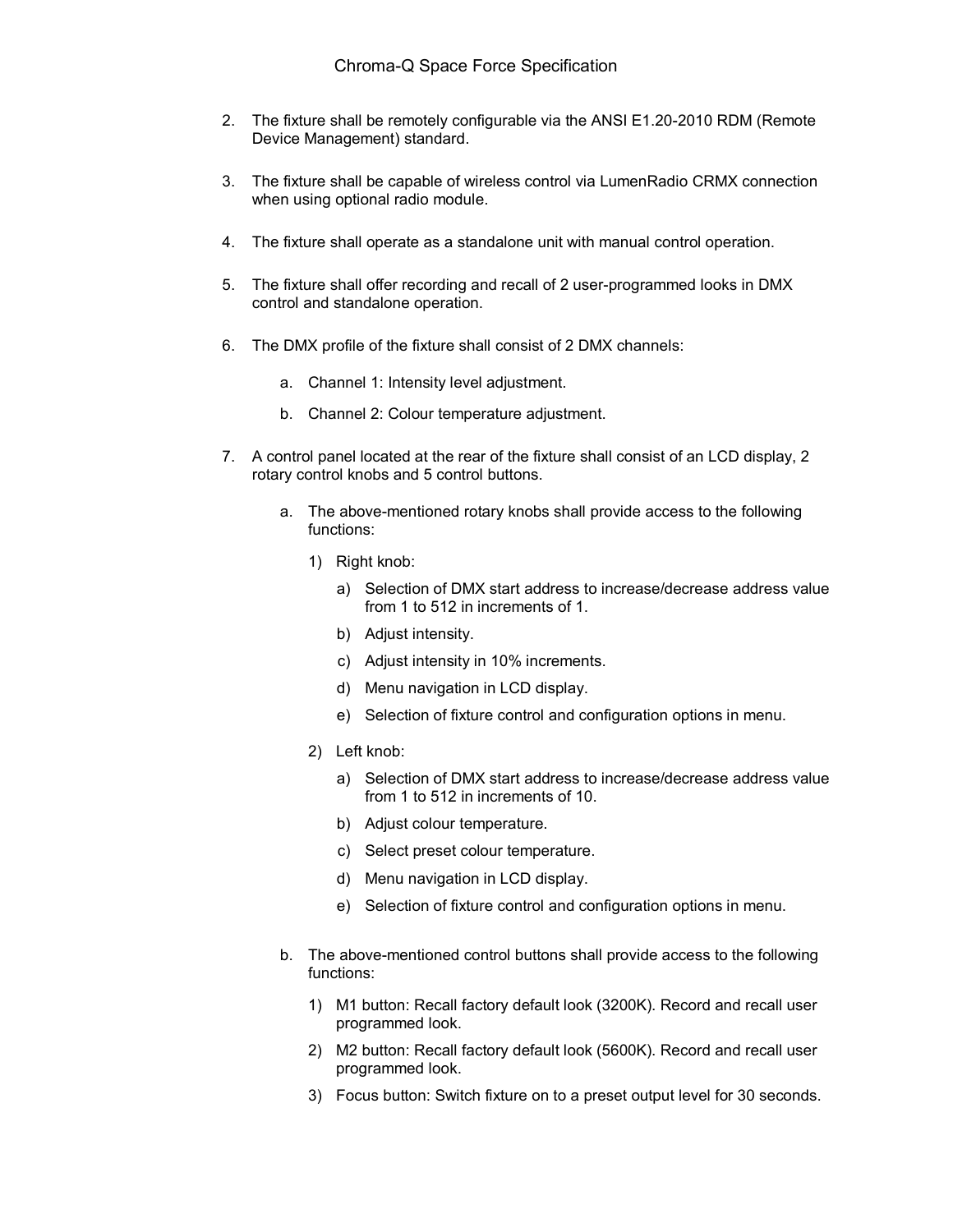2. The fixture shall be remotely configurable via the ANSI E1.20-2010 RDM (Remote Device Management) standard.

3. The fixture shall be capable of wireless control via LumenRadio CRMX connection when using optional radio module.

4. The fixture shall operate as a standalone unit with manual control operation.

5. The fixture shall offer recording and recall of 2 user-programmed looks in DMX control and standalone operation.

6. The DMX profile of the fixture shall consist of 2 DMX channels:

    a. Channel 1: Intensity level adjustment.

    b. Channel 2: Colour temperature adjustment.

7. A control panel located at the rear of the fixture shall consist of an LCD display, 2 rotary control knobs and 5 control buttons.

    a. The above-mentioned rotary knobs shall provide access to the following functions:

        1) Right knob:

            a) Selection of DMX start address to increase/decrease address value from 1 to 512 in increments of 1.

            b) Adjust intensity.

            c) Adjust intensity in 10% increments.

            d) Menu navigation in LCD display.

            e) Selection of fixture control and configuration options in menu.

        2) Left knob:

            a) Selection of DMX start address to increase/decrease address value from 1 to 512 in increments of 10.

            b) Adjust colour temperature.

            c) Select preset colour temperature.

            d) Menu navigation in LCD display.

            e) Selection of fixture control and configuration options in menu.

    b. The above-mentioned control buttons shall provide access to the following functions:

        1) M1 button: Recall factory default look (3200K). Record and recall user programmed look.

        2) M2 button: Recall factory default look (5600K). Record and recall user programmed look.

        3) Focus button: Switch fixture on to a preset output level for 30 seconds.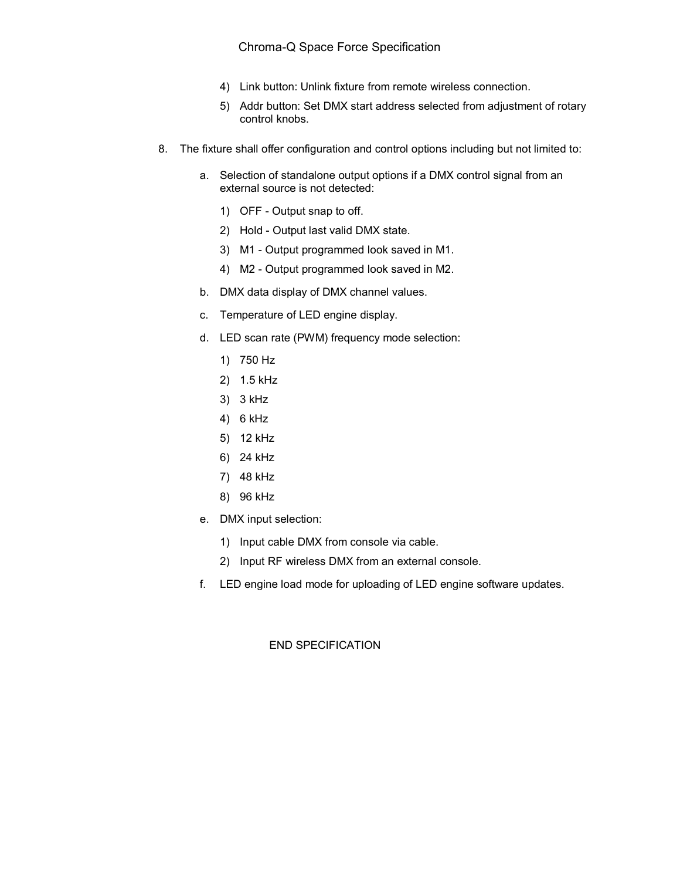4) Link button: Unlink fixture from remote wireless connection.
5) Addr button: Set DMX start address selected from adjustment of rotary control knobs.

8. The fixture shall offer configuration and control options including but not limited to:

   a. Selection of standalone output options if a DMX control signal from an external source is not detected:

      1) OFF - Output snap to off.
      2) Hold - Output last valid DMX state.
      3) M1 - Output programmed look saved in M1.
      4) M2 - Output programmed look saved in M2.

   b. DMX data display of DMX channel values.

   c. Temperature of LED engine display.

   d. LED scan rate (PWM) frequency mode selection:

      1) 750 Hz
      2) 1.5 kHz
      3) 3 kHz
      4) 6 kHz
      5) 12 kHz
      6) 24 kHz
      7) 48 kHz
      8) 96 kHz

   e. DMX input selection:

      1) Input cable DMX from console via cable.
      2) Input RF wireless DMX from an external console.

   f. LED engine load mode for uploading of LED engine software updates.

END SPECIFICATION